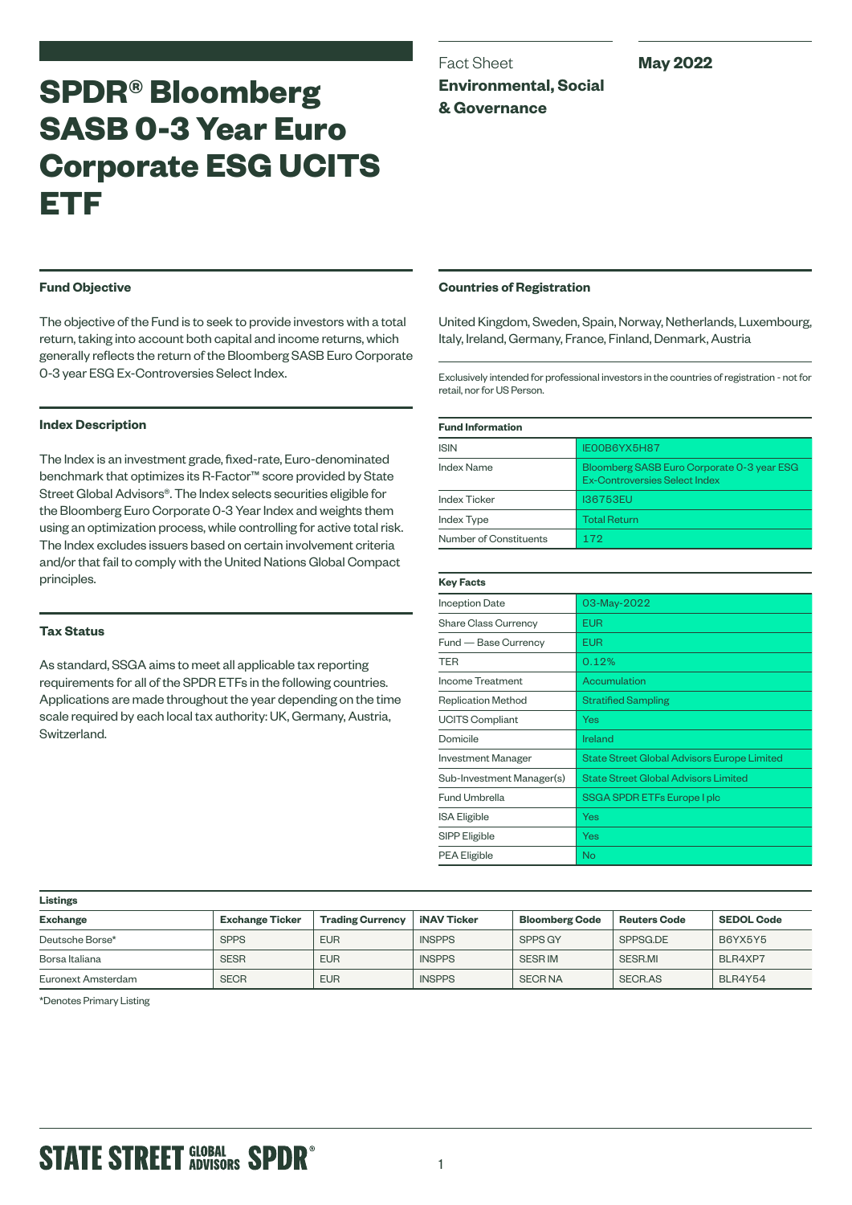# SPDR® Bloomberg SASB 0-3 Year Euro Corporate ESG UCITS ETF

Fact Sheet
**Environmental, Social & Governance**

**May 2022**

### Fund Objective

The objective of the Fund is to seek to provide investors with a total return, taking into account both capital and income returns, which generally reflects the return of the Bloomberg SASB Euro Corporate 0-3 year ESG Ex-Controversies Select Index.

### Index Description

The Index is an investment grade, fixed-rate, Euro-denominated benchmark that optimizes its R-Factor™ score provided by State Street Global Advisors®. The Index selects securities eligible for the Bloomberg Euro Corporate 0-3 Year Index and weights them using an optimization process, while controlling for active total risk. The Index excludes issuers based on certain involvement criteria and/or that fail to comply with the United Nations Global Compact principles.

### Tax Status

As standard, SSGA aims to meet all applicable tax reporting requirements for all of the SPDR ETFs in the following countries. Applications are made throughout the year depending on the time scale required by each local tax authority: UK, Germany, Austria, Switzerland.

### Countries of Registration

United Kingdom, Sweden, Spain, Norway, Netherlands, Luxembourg, Italy, Ireland, Germany, France, Finland, Denmark, Austria

Exclusively intended for professional investors in the countries of registration - not for retail, nor for US Person.

| Fund Information | |
|---|---|
| ISIN | IE00B6YX5H87 |
| Index Name | Bloomberg SASB Euro Corporate 0-3 year ESG Ex-Controversies Select Index |
| Index Ticker | I36753EU |
| Index Type | Total Return |
| Number of Constituents | 172 |

| Key Facts | |
|---|---|
| Inception Date | 03-May-2022 |
| Share Class Currency | EUR |
| Fund — Base Currency | EUR |
| TER | 0.12% |
| Income Treatment | Accumulation |
| Replication Method | Stratified Sampling |
| UCITS Compliant | Yes |
| Domicile | Ireland |
| Investment Manager | State Street Global Advisors Europe Limited |
| Sub-Investment Manager(s) | State Street Global Advisors Limited |
| Fund Umbrella | SSGA SPDR ETFs Europe I plc |
| ISA Eligible | Yes |
| SIPP Eligible | Yes |
| PEA Eligible | No |

**Listings**

| Exchange | Exchange Ticker | Trading Currency | iNAV Ticker | Bloomberg Code | Reuters Code | SEDOL Code |
|---|---|---|---|---|---|---|
| Deutsche Borse* | SPPS | EUR | INSPPS | SPPS GY | SPPSG.DE | B6YX5Y5 |
| Borsa Italiana | SESR | EUR | INSPPS | SESR IM | SESR.MI | BLR4XP7 |
| Euronext Amsterdam | SECR | EUR | INSPPS | SECR NA | SECR.AS | BLR4Y54 |

*Denotes Primary Listing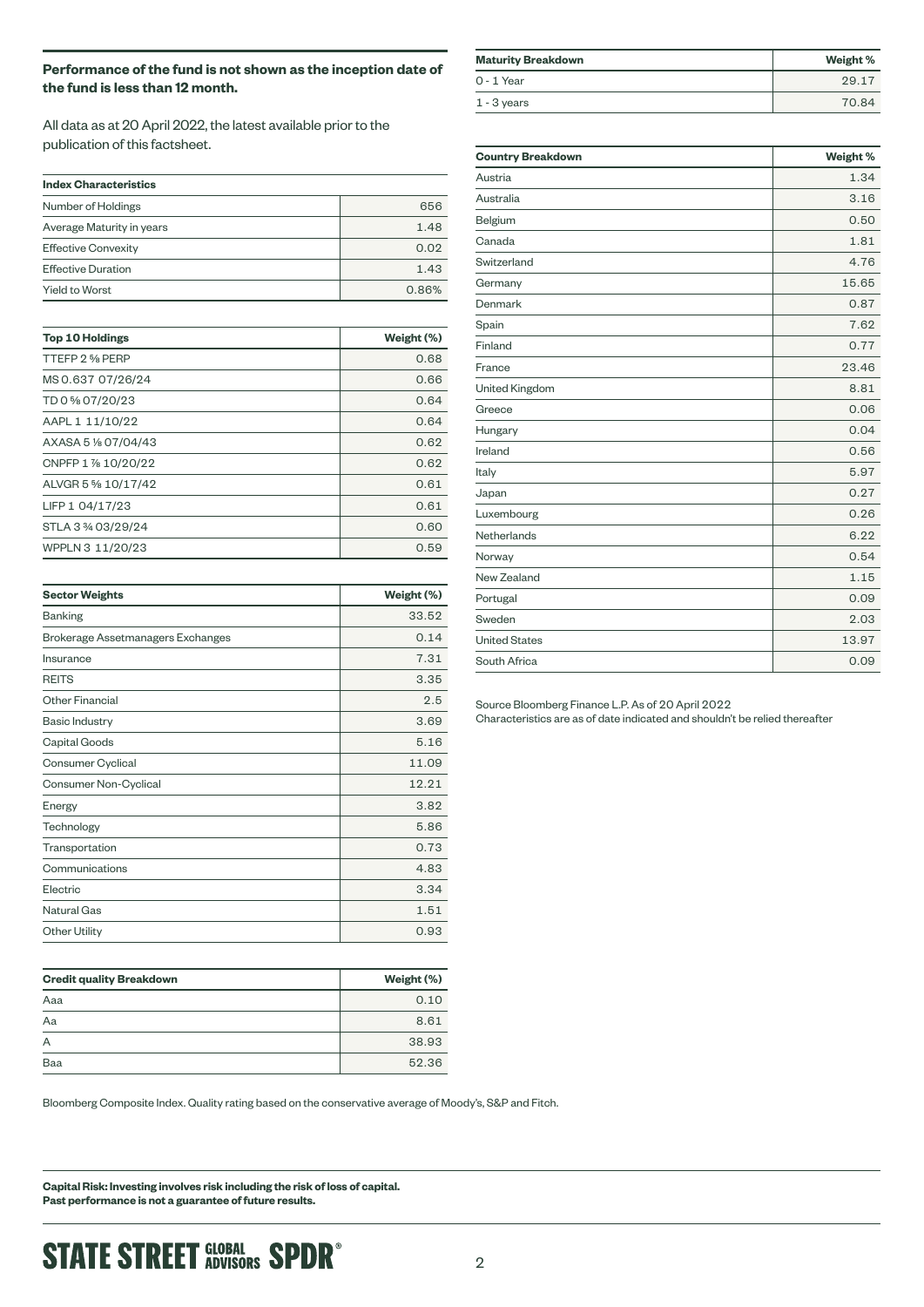**Performance of the fund is not shown as the inception date of the fund is less than 12 month.**

All data as at 20 April 2022, the latest available prior to the publication of this factsheet.

| Index Characteristics | |
|---|---|
| Number of Holdings | 656 |
| Average Maturity in years | 1.48 |
| Effective Convexity | 0.02 |
| Effective Duration | 1.43 |
| Yield to Worst | 0.86% |

| Top 10 Holdings | Weight (%) |
|---|---|
| TTEFP 2 ⅝ PERP | 0.68 |
| MS 0.637 07/26/24 | 0.66 |
| TD 0 ⅝ 07/20/23 | 0.64 |
| AAPL 1 11/10/22 | 0.64 |
| AXASA 5 ⅛ 07/04/43 | 0.62 |
| CNPFP 1 ⅞ 10/20/22 | 0.62 |
| ALVGR 5 ⅝ 10/17/42 | 0.61 |
| LIFP 1 04/17/23 | 0.61 |
| STLA 3 ¾ 03/29/24 | 0.60 |
| WPPLN 3 11/20/23 | 0.59 |

| Sector Weights | Weight (%) |
|---|---|
| Banking | 33.52 |
| Brokerage Assetmanagers Exchanges | 0.14 |
| Insurance | 7.31 |
| REITS | 3.35 |
| Other Financial | 2.5 |
| Basic Industry | 3.69 |
| Capital Goods | 5.16 |
| Consumer Cyclical | 11.09 |
| Consumer Non-Cyclical | 12.21 |
| Energy | 3.82 |
| Technology | 5.86 |
| Transportation | 0.73 |
| Communications | 4.83 |
| Electric | 3.34 |
| Natural Gas | 1.51 |
| Other Utility | 0.93 |

| Credit quality Breakdown | Weight (%) |
|---|---|
| Aaa | 0.10 |
| Aa | 8.61 |
| A | 38.93 |
| Baa | 52.36 |

Bloomberg Composite Index. Quality rating based on the conservative average of Moody's, S&P and Fitch.

| Maturity Breakdown | Weight % |
|---|---|
| 0 - 1 Year | 29.17 |
| 1 - 3 years | 70.84 |

| Country Breakdown | Weight % |
|---|---|
| Austria | 1.34 |
| Australia | 3.16 |
| Belgium | 0.50 |
| Canada | 1.81 |
| Switzerland | 4.76 |
| Germany | 15.65 |
| Denmark | 0.87 |
| Spain | 7.62 |
| Finland | 0.77 |
| France | 23.46 |
| United Kingdom | 8.81 |
| Greece | 0.06 |
| Hungary | 0.04 |
| Ireland | 0.56 |
| Italy | 5.97 |
| Japan | 0.27 |
| Luxembourg | 0.26 |
| Netherlands | 6.22 |
| Norway | 0.54 |
| New Zealand | 1.15 |
| Portugal | 0.09 |
| Sweden | 2.03 |
| United States | 13.97 |
| South Africa | 0.09 |

Source Bloomberg Finance L.P. As of 20 April 2022
Characteristics are as of date indicated and shouldn't be relied thereafter

**Capital Risk: Investing involves risk including the risk of loss of capital.**
**Past performance is not a guarantee of future results.**

STATE STREET GLOBAL ADVISORS SPDR®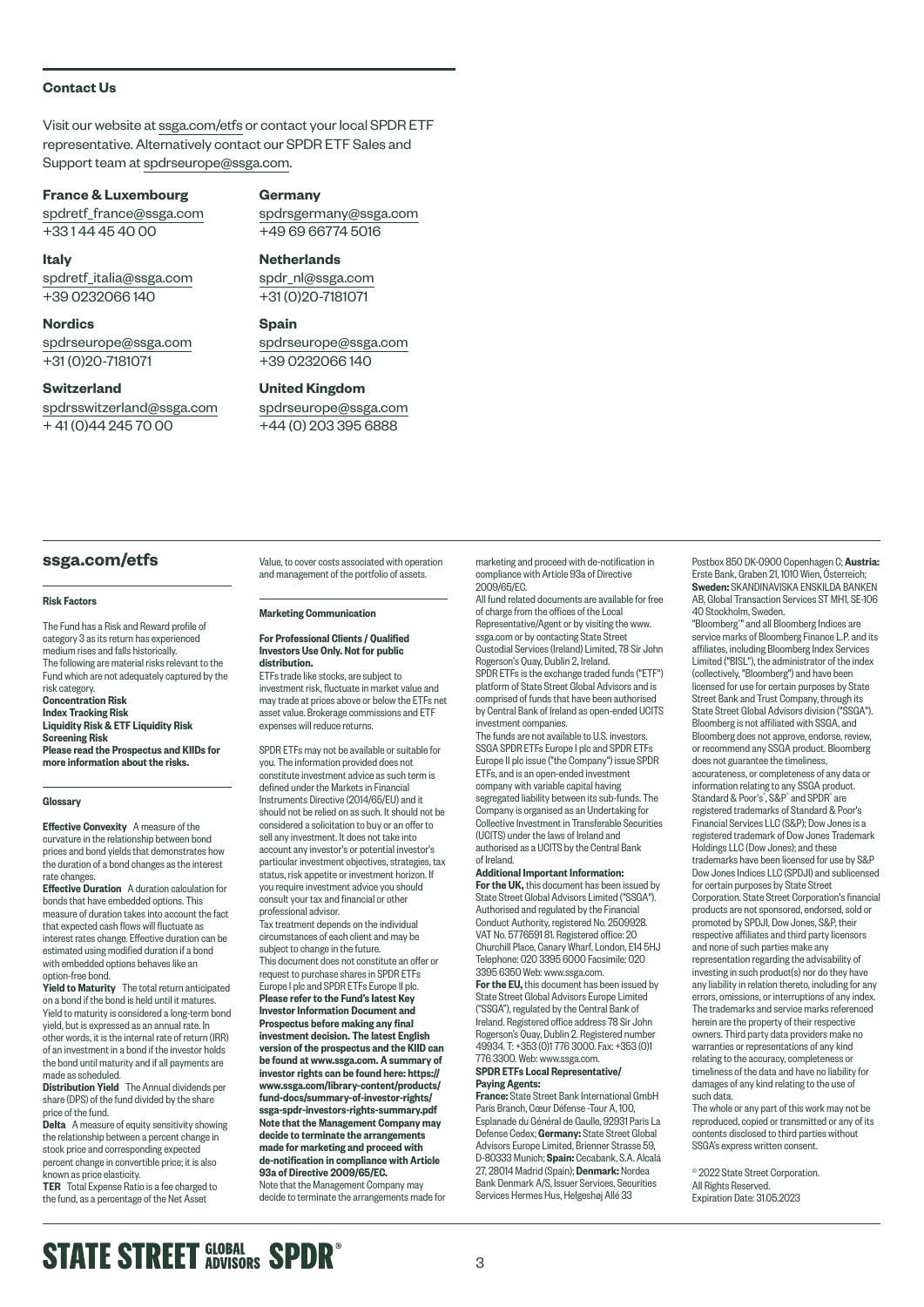## Contact Us

Visit our website at ssga.com/etfs or contact your local SPDR ETF representative. Alternatively contact our SPDR ETF Sales and Support team at spdrseurope@ssga.com.

**France & Luxembourg**
spdretf_france@ssga.com
+33 1 44 45 40 00

**Germany**
spdrsgermany@ssga.com
+49 69 66774 5016

**Italy**
spdretf_italia@ssga.com
+39 0232066 140

**Netherlands**
spdr_nl@ssga.com
+31 (0)20-7181071

**Nordics**
spdrseurope@ssga.com
+31 (0)20-7181071

**Spain**
spdrseurope@ssga.com
+39 0232066 140

**Switzerland**
spdrsswitzerland@ssga.com
+ 41 (0)44 245 70 00

**United Kingdom**
spdrseurope@ssga.com
+44 (0) 203 395 6888

## ssga.com/etfs

### Risk Factors

The Fund has a Risk and Reward profile of category 3 as its return has experienced medium rises and falls historically.
The following are material risks relevant to the Fund which are not adequately captured by the risk category.
**Concentration Risk**
**Index Tracking Risk**
**Liquidity Risk & ETF Liquidity Risk**
**Screening Risk**
**Please read the Prospectus and KIIDs for more information about the risks.**

### Glossary

**Effective Convexity** A measure of the curvature in the relationship between bond prices and bond yields that demonstrates how the duration of a bond changes as the interest rate changes.
**Effective Duration** A duration calculation for bonds that have embedded options. This measure of duration takes into account the fact that expected cash flows will fluctuate as interest rates change. Effective duration can be estimated using modified duration if a bond with embedded options behaves like an option-free bond.
**Yield to Maturity** The total return anticipated on a bond if the bond is held until it matures. Yield to maturity is considered a long-term bond yield, but is expressed as an annual rate. In other words, it is the internal rate of return (IRR) of an investment in a bond if the investor holds the bond until maturity and if all payments are made as scheduled.
**Distribution Yield** The Annual dividends per share (DPS) of the fund divided by the share price of the fund.
**Delta** A measure of equity sensitivity showing the relationship between a percent change in stock price and corresponding expected percent change in convertible price; it is also known as price elasticity.
**TER** Total Expense Ratio is a fee charged to the fund, as a percentage of the Net Asset Value, to cover costs associated with operation and management of the portfolio of assets.

### Marketing Communication

**For Professional Clients / Qualified Investors Use Only. Not for public distribution.**
ETFs trade like stocks, are subject to investment risk, fluctuate in market value and may trade at prices above or below the ETFs net asset value. Brokerage commissions and ETF expenses will reduce returns.

SPDR ETFs may not be available or suitable for you. The information provided does not constitute investment advice as such term is defined under the Markets in Financial Instruments Directive (2014/65/EU) and it should not be relied on as such. It should not be considered a solicitation to buy or an offer to sell any investment. It does not take into account any investor's or potential investor's particular investment objectives, strategies, tax status, risk appetite or investment horizon. If you require investment advice you should consult your tax and financial or other professional advisor.
Tax treatment depends on the individual circumstances of each client and may be subject to change in the future.
This document does not constitute an offer or request to purchase shares in SPDR ETFs Europe I plc and SPDR ETFs Europe II plc.
**Please refer to the Fund's latest Key Investor Information Document and Prospectus before making any final investment decision. The latest English version of the prospectus and the KIID can be found at www.ssga.com. A summary of investor rights can be found here: https://www.ssga.com/library-content/products/fund-docs/summary-of-investor-rights/ssga-spdr-investors-rights-summary.pdf Note that the Management Company may decide to terminate the arrangements made for marketing and proceed with de-notification in compliance with Article 93a of Directive 2009/65/EC.**
Note that the Management Company may decide to terminate the arrangements made for marketing and proceed with de-notification in compliance with Article 93a of Directive 2009/65/EC.
All fund related documents are available for free of charge from the offices of the Local Representative/Agent or by visiting the www.ssga.com or by contacting State Street Custodial Services (Ireland) Limited, 78 Sir John Rogerson's Quay, Dublin 2, Ireland.
SPDR ETFs is the exchange traded funds ("ETF") platform of State Street Global Advisors and is comprised of funds that have been authorised by Central Bank of Ireland as open-ended UCITS investment companies.
The funds are not available to U.S. investors.
SSGA SPDR ETFs Europe I plc and SPDR ETFs Europe II plc issue ("the Company") issue SPDR ETFs, and is an open-ended investment company with variable capital having segregated liability between its sub-funds. The Company is organised as an Undertaking for Collective Investment in Transferable Securities (UCITS) under the laws of Ireland and authorised as a UCITS by the Central Bank of Ireland.
**Additional Important Information:**
**For the UK,** this document has been issued by State Street Global Advisors Limited ("SSGA"). Authorised and regulated by the Financial Conduct Authority, registered No. 2509928. VAT No. 5776591 81. Registered office: 20 Churchill Place, Canary Wharf, London, E14 5HJ Telephone: 020 3395 6000 Facsimile: 020 3395 6350 Web: www.ssga.com.
**For the EU,** this document has been issued by State Street Global Advisors Europe Limited ("SSGA"), regulated by the Central Bank of Ireland. Registered office address 78 Sir John Rogerson's Quay, Dublin 2. Registered number 49934. T: +353 (0)1 776 3000. Fax: +353 (0)1 776 3300. Web: www.ssga.com.
**SPDR ETFs Local Representative/ Paying Agents:**
**France:** State Street Bank International GmbH Paris Branch, Cœur Défense -Tour A, 100, Esplanade du Général de Gaulle, 92931 Paris La Defense Cedex; **Germany:** State Street Global Advisors Europe Limited, Brienner Strasse 59, D-80333 Munich; **Spain:** Cecabank, S.A. Alcalá 27, 28014 Madrid (Spain); **Denmark:** Nordea Bank Denmark A/S, Issuer Services, Securities Services Hermes Hus, Helgeshøj Allé 33 Postbox 850 DK-0900 Copenhagen C; **Austria:** Erste Bank, Graben 21, 1010 Wien, Österreich; **Sweden:** SKANDINAVISKA ENSKILDA BANKEN AB, Global Transaction Services ST MH1, SE-106 40 Stockholm, Sweden.
"Bloomberg®" and all Bloomberg Indices are service marks of Bloomberg Finance L.P. and its affiliates, including Bloomberg Index Services Limited ("BISL"), the administrator of the index (collectively, "Bloomberg") and have been licensed for use for certain purposes by State Street Bank and Trust Company, through its State Street Global Advisors division ("SSGA"). Bloomberg is not affiliated with SSGA, and Bloomberg does not approve, endorse, review, or recommend any SSGA product. Bloomberg does not guarantee the timeliness, accurateness, or completeness of any data or information relating to any SSGA product.
Standard & Poor's®, S&P® and SPDR® are registered trademarks of Standard & Poor's Financial Services LLC (S&P); Dow Jones is a registered trademark of Dow Jones Trademark Holdings LLC (Dow Jones); and these trademarks have been licensed for use by S&P Dow Jones Indices LLC (SPDJI) and sublicensed for certain purposes by State Street Corporation. State Street Corporation's financial products are not sponsored, endorsed, sold or promoted by SPDJI, Dow Jones, S&P, their respective affiliates and third party licensors and none of such parties make any representation regarding the advisability of investing in such product(s) nor do they have any liability in relation thereto, including for any errors, omissions, or interruptions of any index.
The trademarks and service marks referenced herein are the property of their respective owners. Third party data providers make no warranties or representations of any kind relating to the accuracy, completeness or timeliness of the data and have no liability for damages of any kind relating to the use of such data.
The whole or any part of this work may not be reproduced, copied or transmitted or any of its contents disclosed to third parties without SSGA's express written consent.

© 2022 State Street Corporation.
All Rights Reserved.
Expiration Date: 31.05.2023

STATE STREET GLOBAL ADVISORS SPDR®